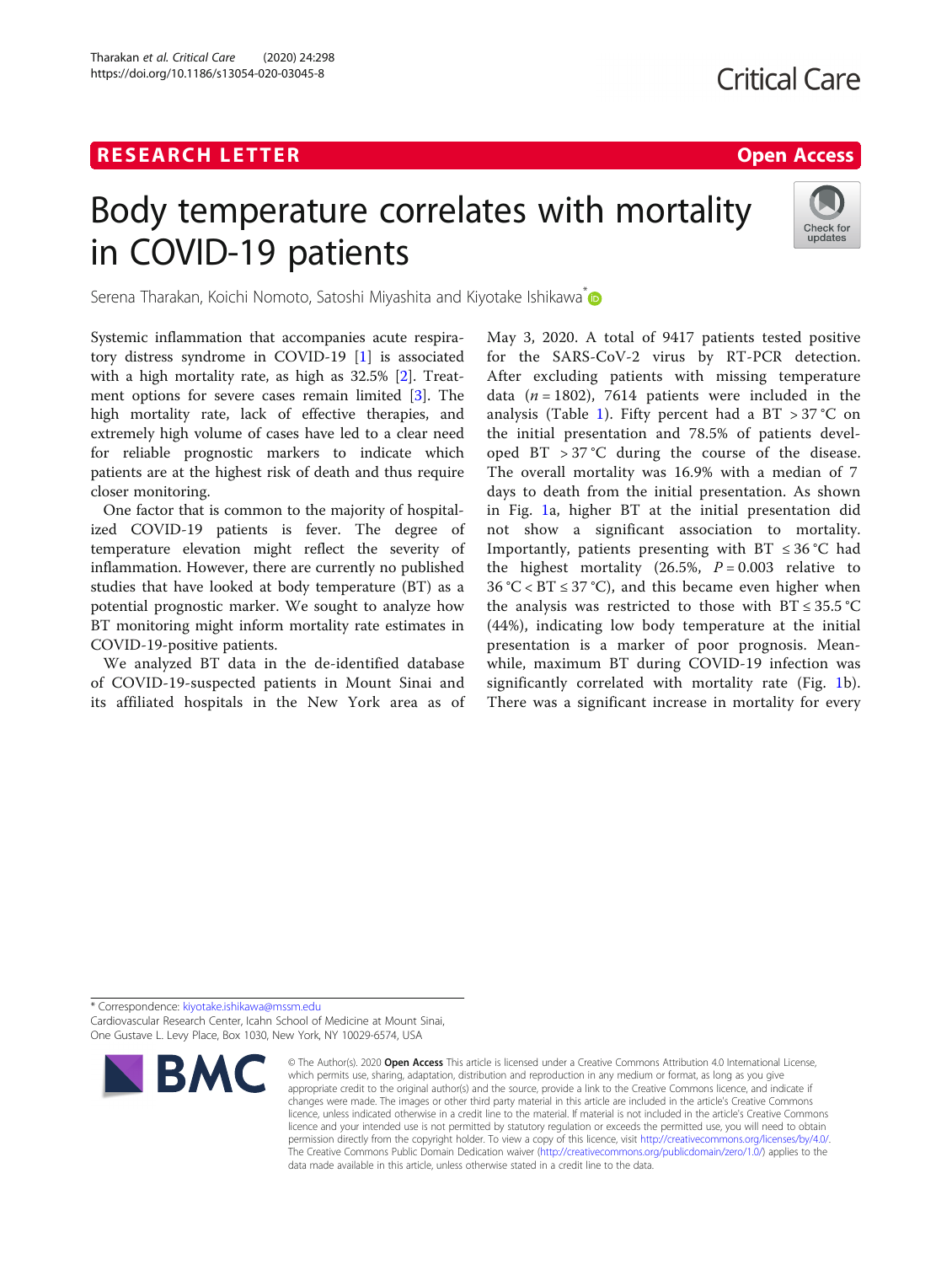RESEARCH LETTER

Open Access

# Body temperature correlates with mortality in COVID-19 patients

Serena Tharakan, Koichi Nomoto, Satoshi Miyashita and Kiyotake Ishikawa*

Systemic inflammation that accompanies acute respiratory distress syndrome in COVID-19 [1] is associated with a high mortality rate, as high as 32.5% [2]. Treatment options for severe cases remain limited [3]. The high mortality rate, lack of effective therapies, and extremely high volume of cases have led to a clear need for reliable prognostic markers to indicate which patients are at the highest risk of death and thus require closer monitoring.

One factor that is common to the majority of hospitalized COVID-19 patients is fever. The degree of temperature elevation might reflect the severity of inflammation. However, there are currently no published studies that have looked at body temperature (BT) as a potential prognostic marker. We sought to analyze how BT monitoring might inform mortality rate estimates in COVID-19-positive patients.

We analyzed BT data in the de-identified database of COVID-19-suspected patients in Mount Sinai and its affiliated hospitals in the New York area as of May 3, 2020. A total of 9417 patients tested positive for the SARS-CoV-2 virus by RT-PCR detection. After excluding patients with missing temperature data ($n = 1802$), 7614 patients were included in the analysis (Table 1). Fifty percent had a BT > 37 °C on the initial presentation and 78.5% of patients developed BT > 37 °C during the course of the disease. The overall mortality was 16.9% with a median of 7 days to death from the initial presentation. As shown in Fig. 1a, higher BT at the initial presentation did not show a significant association to mortality. Importantly, patients presenting with BT ≤ 36 °C had the highest mortality (26.5%, $P = 0.003$ relative to 36 °C < BT ≤ 37 °C), and this became even higher when the analysis was restricted to those with BT ≤ 35.5 °C (44%), indicating low body temperature at the initial presentation is a marker of poor prognosis. Meanwhile, maximum BT during COVID-19 infection was significantly correlated with mortality rate (Fig. 1b). There was a significant increase in mortality for every

* Correspondence: kiyotake.ishikawa@mssm.edu
Cardiovascular Research Center, Icahn School of Medicine at Mount Sinai, One Gustave L. Levy Place, Box 1030, New York, NY 10029-6574, USA

© The Author(s). 2020 **Open Access** This article is licensed under a Creative Commons Attribution 4.0 International License, which permits use, sharing, adaptation, distribution and reproduction in any medium or format, as long as you give appropriate credit to the original author(s) and the source, provide a link to the Creative Commons licence, and indicate if changes were made. The images or other third party material in this article are included in the article's Creative Commons licence, unless indicated otherwise in a credit line to the material. If material is not included in the article's Creative Commons licence and your intended use is not permitted by statutory regulation or exceeds the permitted use, you will need to obtain permission directly from the copyright holder. To view a copy of this licence, visit http://creativecommons.org/licenses/by/4.0/. The Creative Commons Public Domain Dedication waiver (http://creativecommons.org/publicdomain/zero/1.0/) applies to the data made available in this article, unless otherwise stated in a credit line to the data.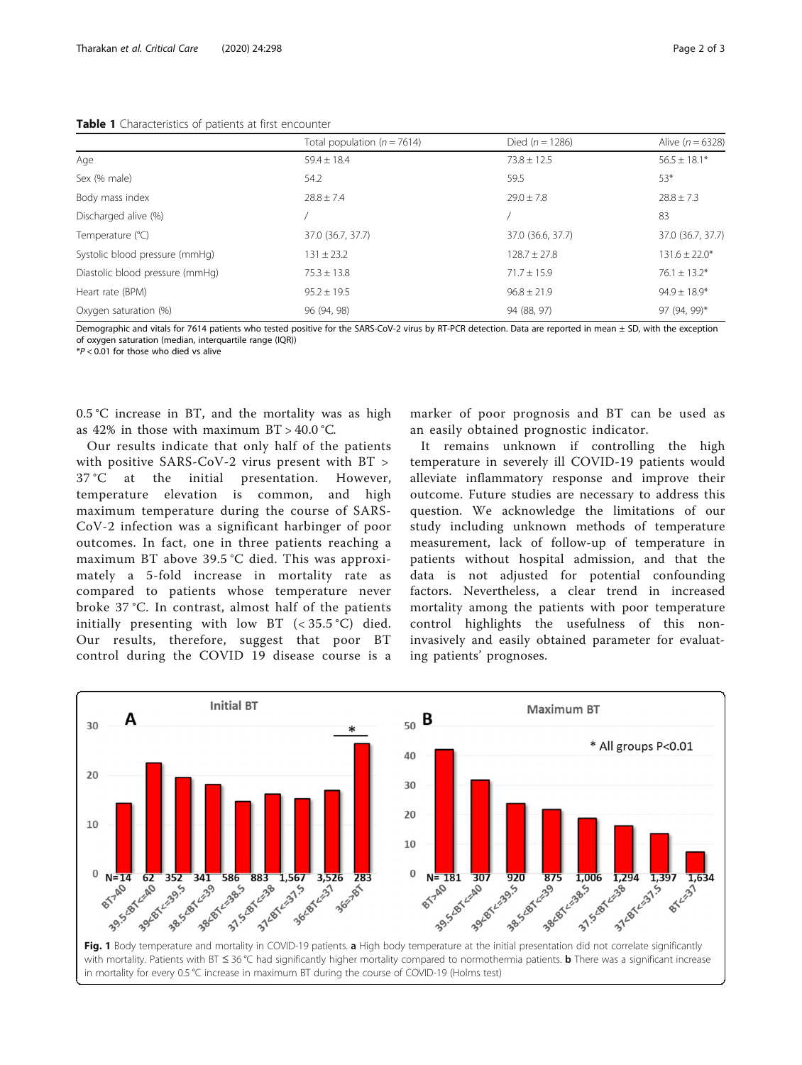**Table 1** Characteristics of patients at first encounter

| | Total population ($n = 7614$) | Died ($n = 1286$) | Alive ($n = 6328$) |
|---|---|---|---|
| Age | 59.4 ± 18.4 | 73.8 ± 12.5 | 56.5 ± 18.1* |
| Sex (% male) | 54.2 | 59.5 | 53* |
| Body mass index | 28.8 ± 7.4 | 29.0 ± 7.8 | 28.8 ± 7.3 |
| Discharged alive (%) | / | / | 83 |
| Temperature (°C) | 37.0 (36.7, 37.7) | 37.0 (36.6, 37.7) | 37.0 (36.7, 37.7) |
| Systolic blood pressure (mmHg) | 131 ± 23.2 | 128.7 ± 27.8 | 131.6 ± 22.0* |
| Diastolic blood pressure (mmHg) | 75.3 ± 13.8 | 71.7 ± 15.9 | 76.1 ± 13.2* |
| Heart rate (BPM) | 95.2 ± 19.5 | 96.8 ± 21.9 | 94.9 ± 18.9* |
| Oxygen saturation (%) | 96 (94, 98) | 94 (88, 97) | 97 (94, 99)* |

Demographic and vitals for 7614 patients who tested positive for the SARS-CoV-2 virus by RT-PCR detection. Data are reported in mean ± SD, with the exception of oxygen saturation (median, interquartile range (IQR))
*$P < 0.01$ for those who died vs alive

0.5 °C increase in BT, and the mortality was as high as 42% in those with maximum BT > 40.0 °C.

Our results indicate that only half of the patients with positive SARS-CoV-2 virus present with BT > 37 °C at the initial presentation. However, temperature elevation is common, and high maximum temperature during the course of SARS-CoV-2 infection was a significant harbinger of poor outcomes. In fact, one in three patients reaching a maximum BT above 39.5 °C died. This was approximately a 5-fold increase in mortality rate as compared to patients whose temperature never broke 37 °C. In contrast, almost half of the patients initially presenting with low BT (< 35.5 °C) died. Our results, therefore, suggest that poor BT control during the COVID 19 disease course is a marker of poor prognosis and BT can be used as an easily obtained prognostic indicator.

It remains unknown if controlling the high temperature in severely ill COVID-19 patients would alleviate inflammatory response and improve their outcome. Future studies are necessary to address this question. We acknowledge the limitations of our study including unknown methods of temperature measurement, lack of follow-up of temperature in patients without hospital admission, and that the data is not adjusted for potential confounding factors. Nevertheless, a clear trend in increased mortality among the patients with poor temperature control highlights the usefulness of this non-invasively and easily obtained parameter for evaluating patients' prognoses.

**Fig. 1** Body temperature and mortality in COVID-19 patients. **a** High body temperature at the initial presentation did not correlate significantly with mortality. Patients with BT ≤ 36 °C had significantly higher mortality compared to normothermia patients. **b** There was a significant increase in mortality for every 0.5 °C increase in maximum BT during the course of COVID-19 (Holms test)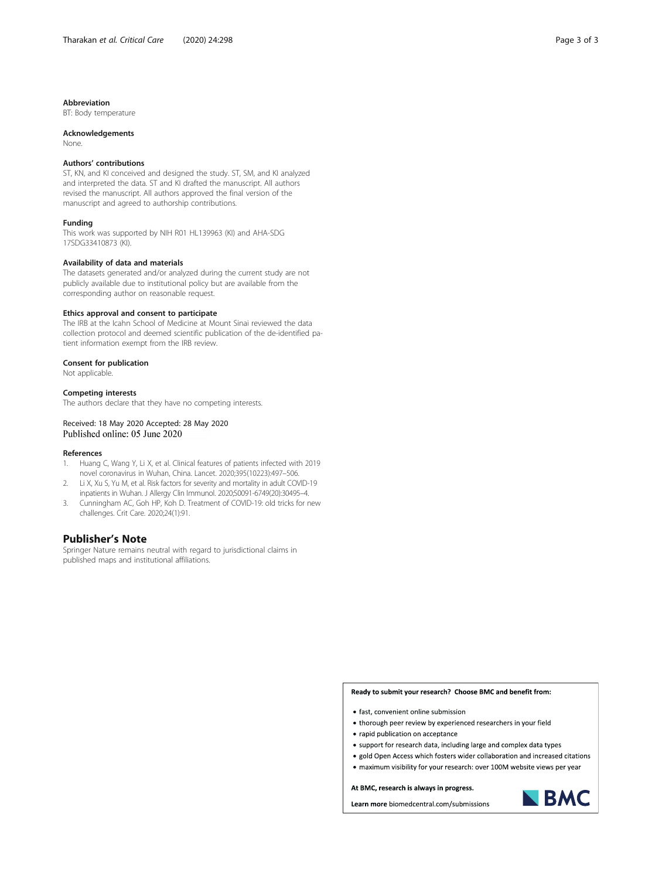### Abbreviation

BT: Body temperature

### Acknowledgements

None.

### Authors' contributions

ST, KN, and KI conceived and designed the study. ST, SM, and KI analyzed and interpreted the data. ST and KI drafted the manuscript. All authors revised the manuscript. All authors approved the final version of the manuscript and agreed to authorship contributions.

### Funding

This work was supported by NIH R01 HL139963 (KI) and AHA-SDG 17SDG33410873 (KI).

### Availability of data and materials

The datasets generated and/or analyzed during the current study are not publicly available due to institutional policy but are available from the corresponding author on reasonable request.

### Ethics approval and consent to participate

The IRB at the Icahn School of Medicine at Mount Sinai reviewed the data collection protocol and deemed scientific publication of the de-identified patient information exempt from the IRB review.

### Consent for publication

Not applicable.

### Competing interests

The authors declare that they have no competing interests.

Received: 18 May 2020 Accepted: 28 May 2020
Published online: 05 June 2020

### References

1. Huang C, Wang Y, Li X, et al. Clinical features of patients infected with 2019 novel coronavirus in Wuhan, China. Lancet. 2020;395(10223):497–506.
2. Li X, Xu S, Yu M, et al. Risk factors for severity and mortality in adult COVID-19 inpatients in Wuhan. J Allergy Clin Immunol. 2020;S0091-6749(20):30495–4.
3. Cunningham AC, Goh HP, Koh D. Treatment of COVID-19: old tricks for new challenges. Crit Care. 2020;24(1):91.

## Publisher's Note

Springer Nature remains neutral with regard to jurisdictional claims in published maps and institutional affiliations.

**Ready to submit your research? Choose BMC and benefit from:**

- fast, convenient online submission
- thorough peer review by experienced researchers in your field
- rapid publication on acceptance
- support for research data, including large and complex data types
- gold Open Access which fosters wider collaboration and increased citations
- maximum visibility for your research: over 100M website views per year

**At BMC, research is always in progress.**

**Learn more** biomedcentral.com/submissions

BMC